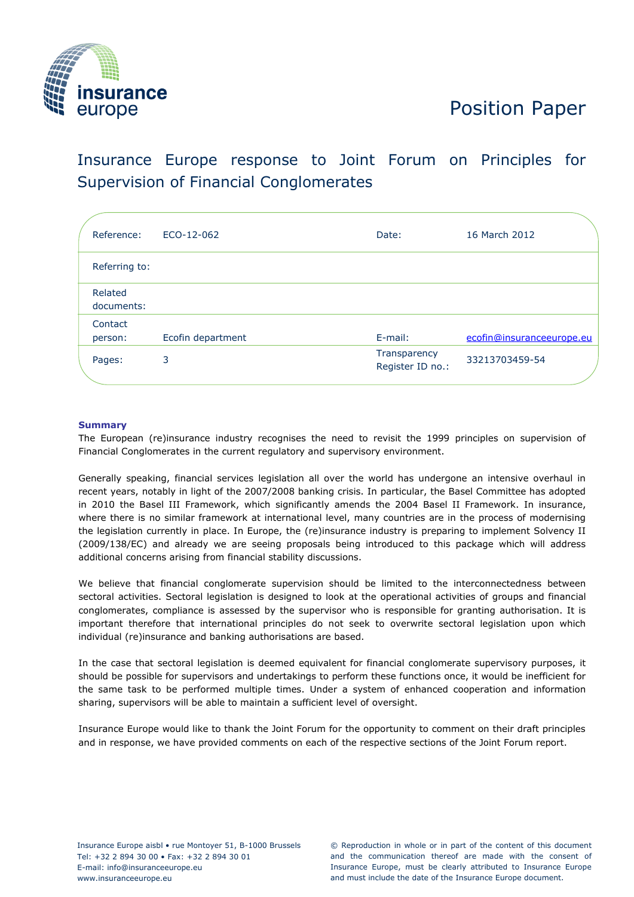insurance europe

# Position Paper

## Insurance Europe response to Joint Forum on Principles for Supervision of Financial Conglomerates

| Reference: | ECO-12-062 | Date: | 16 March 2012 |
| --- | --- | --- | --- |
| Referring to: | | | |
| Related documents: | | | |
| Contact person: | Ecofin department | E-mail: | ecofin@insuranceeurope.eu |
| Pages: | 3 | Transparency Register ID no.: | 33213703459-54 |

**Summary**

The European (re)insurance industry recognises the need to revisit the 1999 principles on supervision of Financial Conglomerates in the current regulatory and supervisory environment.

Generally speaking, financial services legislation all over the world has undergone an intensive overhaul in recent years, notably in light of the 2007/2008 banking crisis. In particular, the Basel Committee has adopted in 2010 the Basel III Framework, which significantly amends the 2004 Basel II Framework. In insurance, where there is no similar framework at international level, many countries are in the process of modernising the legislation currently in place. In Europe, the (re)insurance industry is preparing to implement Solvency II (2009/138/EC) and already we are seeing proposals being introduced to this package which will address additional concerns arising from financial stability discussions.

We believe that financial conglomerate supervision should be limited to the interconnectedness between sectoral activities. Sectoral legislation is designed to look at the operational activities of groups and financial conglomerates, compliance is assessed by the supervisor who is responsible for granting authorisation. It is important therefore that international principles do not seek to overwrite sectoral legislation upon which individual (re)insurance and banking authorisations are based.

In the case that sectoral legislation is deemed equivalent for financial conglomerate supervisory purposes, it should be possible for supervisors and undertakings to perform these functions once, it would be inefficient for the same task to be performed multiple times. Under a system of enhanced cooperation and information sharing, supervisors will be able to maintain a sufficient level of oversight.

Insurance Europe would like to thank the Joint Forum for the opportunity to comment on their draft principles and in response, we have provided comments on each of the respective sections of the Joint Forum report.

Insurance Europe aisbl • rue Montoyer 51, B-1000 Brussels
Tel: +32 2 894 30 00 • Fax: +32 2 894 30 01
E-mail: info@insuranceeurope.eu
www.insuranceeurope.eu

© Reproduction in whole or in part of the content of this document and the communication thereof are made with the consent of Insurance Europe, must be clearly attributed to Insurance Europe and must include the date of the Insurance Europe document.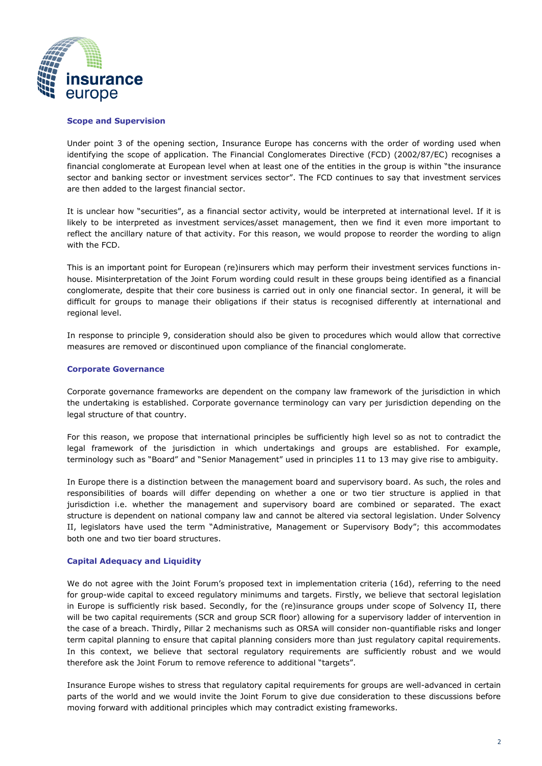## Scope and Supervision

Under point 3 of the opening section, Insurance Europe has concerns with the order of wording used when identifying the scope of application. The Financial Conglomerates Directive (FCD) (2002/87/EC) recognises a financial conglomerate at European level when at least one of the entities in the group is within "the insurance sector and banking sector or investment services sector". The FCD continues to say that investment services are then added to the largest financial sector.

It is unclear how "securities", as a financial sector activity, would be interpreted at international level. If it is likely to be interpreted as investment services/asset management, then we find it even more important to reflect the ancillary nature of that activity. For this reason, we would propose to reorder the wording to align with the FCD.

This is an important point for European (re)insurers which may perform their investment services functions in-house. Misinterpretation of the Joint Forum wording could result in these groups being identified as a financial conglomerate, despite that their core business is carried out in only one financial sector. In general, it will be difficult for groups to manage their obligations if their status is recognised differently at international and regional level.

In response to principle 9, consideration should also be given to procedures which would allow that corrective measures are removed or discontinued upon compliance of the financial conglomerate.

## Corporate Governance

Corporate governance frameworks are dependent on the company law framework of the jurisdiction in which the undertaking is established. Corporate governance terminology can vary per jurisdiction depending on the legal structure of that country.

For this reason, we propose that international principles be sufficiently high level so as not to contradict the legal framework of the jurisdiction in which undertakings and groups are established. For example, terminology such as "Board" and "Senior Management" used in principles 11 to 13 may give rise to ambiguity.

In Europe there is a distinction between the management board and supervisory board. As such, the roles and responsibilities of boards will differ depending on whether a one or two tier structure is applied in that jurisdiction i.e. whether the management and supervisory board are combined or separated. The exact structure is dependent on national company law and cannot be altered via sectoral legislation. Under Solvency II, legislators have used the term "Administrative, Management or Supervisory Body"; this accommodates both one and two tier board structures.

## Capital Adequacy and Liquidity

We do not agree with the Joint Forum's proposed text in implementation criteria (16d), referring to the need for group-wide capital to exceed regulatory minimums and targets. Firstly, we believe that sectoral legislation in Europe is sufficiently risk based. Secondly, for the (re)insurance groups under scope of Solvency II, there will be two capital requirements (SCR and group SCR floor) allowing for a supervisory ladder of intervention in the case of a breach. Thirdly, Pillar 2 mechanisms such as ORSA will consider non-quantifiable risks and longer term capital planning to ensure that capital planning considers more than just regulatory capital requirements. In this context, we believe that sectoral regulatory requirements are sufficiently robust and we would therefore ask the Joint Forum to remove reference to additional "targets".

Insurance Europe wishes to stress that regulatory capital requirements for groups are well-advanced in certain parts of the world and we would invite the Joint Forum to give due consideration to these discussions before moving forward with additional principles which may contradict existing frameworks.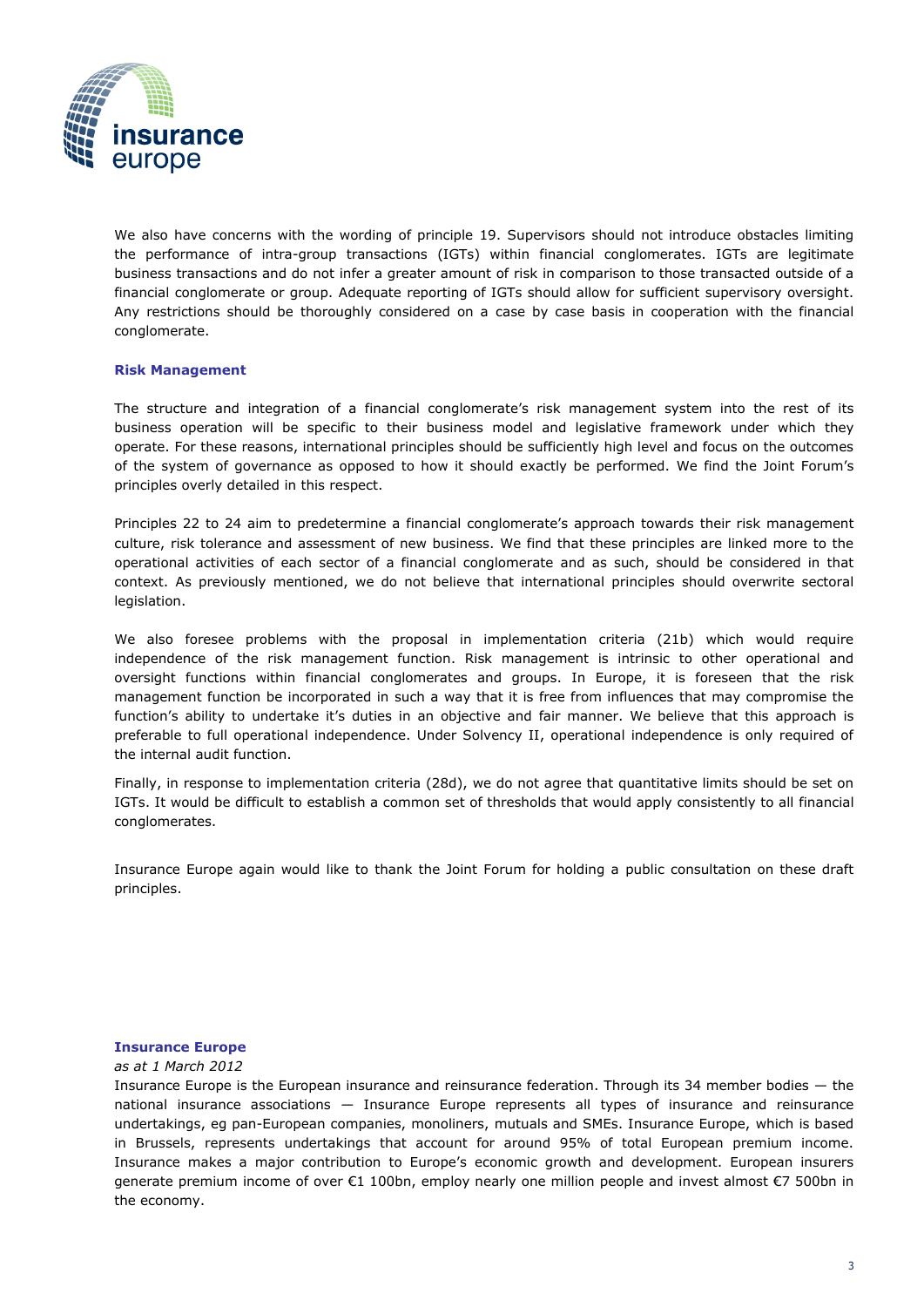We also have concerns with the wording of principle 19. Supervisors should not introduce obstacles limiting the performance of intra-group transactions (IGTs) within financial conglomerates. IGTs are legitimate business transactions and do not infer a greater amount of risk in comparison to those transacted outside of a financial conglomerate or group. Adequate reporting of IGTs should allow for sufficient supervisory oversight. Any restrictions should be thoroughly considered on a case by case basis in cooperation with the financial conglomerate.

**Risk Management**

The structure and integration of a financial conglomerate's risk management system into the rest of its business operation will be specific to their business model and legislative framework under which they operate. For these reasons, international principles should be sufficiently high level and focus on the outcomes of the system of governance as opposed to how it should exactly be performed. We find the Joint Forum's principles overly detailed in this respect.

Principles 22 to 24 aim to predetermine a financial conglomerate's approach towards their risk management culture, risk tolerance and assessment of new business. We find that these principles are linked more to the operational activities of each sector of a financial conglomerate and as such, should be considered in that context. As previously mentioned, we do not believe that international principles should overwrite sectoral legislation.

We also foresee problems with the proposal in implementation criteria (21b) which would require independence of the risk management function. Risk management is intrinsic to other operational and oversight functions within financial conglomerates and groups. In Europe, it is foreseen that the risk management function be incorporated in such a way that it is free from influences that may compromise the function's ability to undertake it's duties in an objective and fair manner. We believe that this approach is preferable to full operational independence. Under Solvency II, operational independence is only required of the internal audit function.

Finally, in response to implementation criteria (28d), we do not agree that quantitative limits should be set on IGTs. It would be difficult to establish a common set of thresholds that would apply consistently to all financial conglomerates.

Insurance Europe again would like to thank the Joint Forum for holding a public consultation on these draft principles.

**Insurance Europe**

*as at 1 March 2012*

Insurance Europe is the European insurance and reinsurance federation. Through its 34 member bodies — the national insurance associations — Insurance Europe represents all types of insurance and reinsurance undertakings, eg pan-European companies, monoliners, mutuals and SMEs. Insurance Europe, which is based in Brussels, represents undertakings that account for around 95% of total European premium income. Insurance makes a major contribution to Europe's economic growth and development. European insurers generate premium income of over €1 100bn, employ nearly one million people and invest almost €7 500bn in the economy.